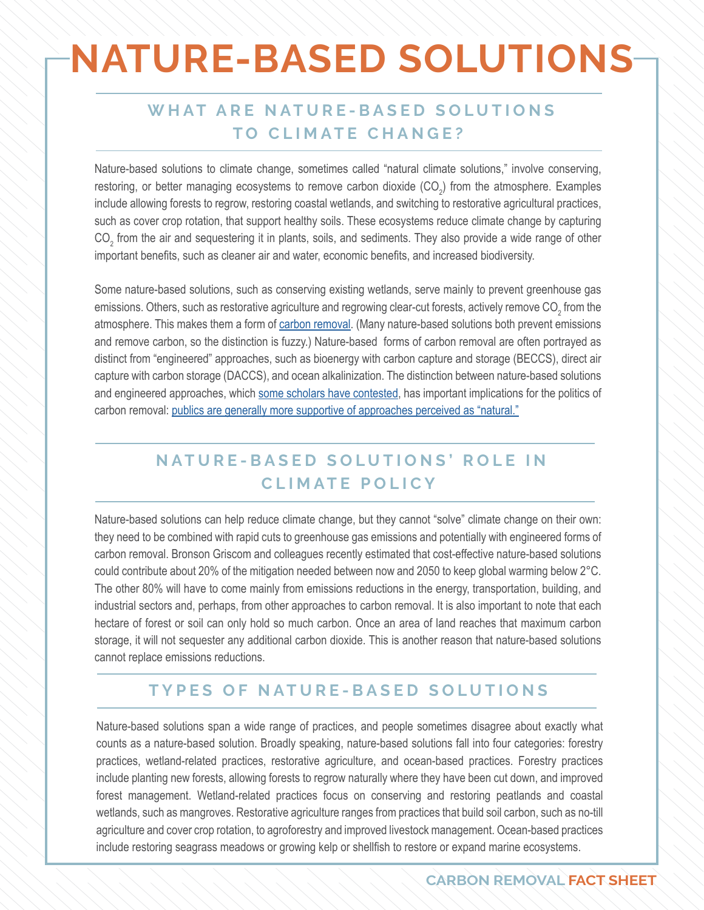# NATURE-BASED SOLUTIONS

## WHAT ARE NATURE-BASED SOLUTIONS TO CLIMATE CHANGE?

Nature-based solutions to climate change, sometimes called "natural climate solutions," involve conserving, restoring, or better managing ecosystems to remove carbon dioxide ($CO_2$) from the atmosphere. Examples include allowing forests to regrow, restoring coastal wetlands, and switching to restorative agricultural practices, such as cover crop rotation, that support healthy soils. These ecosystems reduce climate change by capturing $CO_2$ from the air and sequestering it in plants, soils, and sediments. They also provide a wide range of other important benefits, such as cleaner air and water, economic benefits, and increased biodiversity.

Some nature-based solutions, such as conserving existing wetlands, serve mainly to prevent greenhouse gas emissions. Others, such as restorative agriculture and regrowing clear-cut forests, actively remove $CO_2$ from the atmosphere. This makes them a form of carbon removal. (Many nature-based solutions both prevent emissions and remove carbon, so the distinction is fuzzy.) Nature-based forms of carbon removal are often portrayed as distinct from "engineered" approaches, such as bioenergy with carbon capture and storage (BECCS), direct air capture with carbon storage (DACCS), and ocean alkalinization. The distinction between nature-based solutions and engineered approaches, which some scholars have contested, has important implications for the politics of carbon removal: publics are generally more supportive of approaches perceived as "natural."

## NATURE-BASED SOLUTIONS' ROLE IN CLIMATE POLICY

Nature-based solutions can help reduce climate change, but they cannot "solve" climate change on their own: they need to be combined with rapid cuts to greenhouse gas emissions and potentially with engineered forms of carbon removal. Bronson Griscom and colleagues recently estimated that cost-effective nature-based solutions could contribute about 20% of the mitigation needed between now and 2050 to keep global warming below 2°C. The other 80% will have to come mainly from emissions reductions in the energy, transportation, building, and industrial sectors and, perhaps, from other approaches to carbon removal. It is also important to note that each hectare of forest or soil can only hold so much carbon. Once an area of land reaches that maximum carbon storage, it will not sequester any additional carbon dioxide. This is another reason that nature-based solutions cannot replace emissions reductions.

## TYPES OF NATURE-BASED SOLUTIONS

Nature-based solutions span a wide range of practices, and people sometimes disagree about exactly what counts as a nature-based solution. Broadly speaking, nature-based solutions fall into four categories: forestry practices, wetland-related practices, restorative agriculture, and ocean-based practices. Forestry practices include planting new forests, allowing forests to regrow naturally where they have been cut down, and improved forest management. Wetland-related practices focus on conserving and restoring peatlands and coastal wetlands, such as mangroves. Restorative agriculture ranges from practices that build soil carbon, such as no-till agriculture and cover crop rotation, to agroforestry and improved livestock management. Ocean-based practices include restoring seagrass meadows or growing kelp or shellfish to restore or expand marine ecosystems.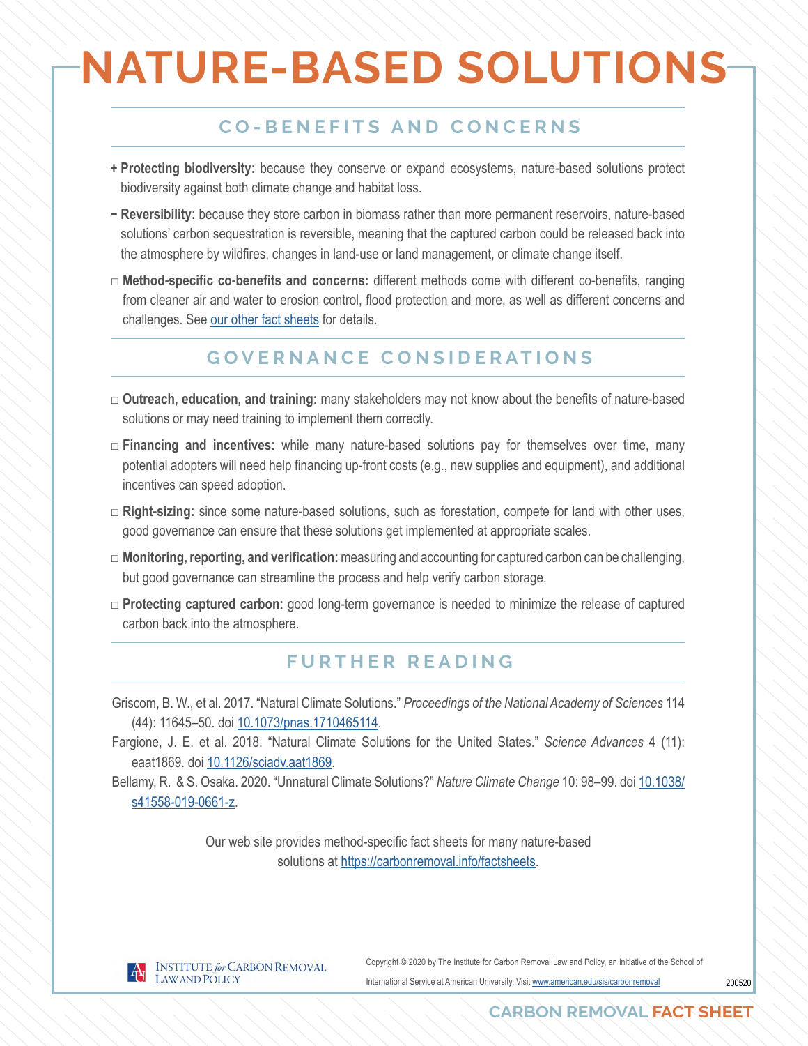# NATURE-BASED SOLUTIONS

## CO-BENEFITS AND CONCERNS

+ **Protecting biodiversity:** because they conserve or expand ecosystems, nature-based solutions protect biodiversity against both climate change and habitat loss.

− **Reversibility:** because they store carbon in biomass rather than more permanent reservoirs, nature-based solutions' carbon sequestration is reversible, meaning that the captured carbon could be released back into the atmosphere by wildfires, changes in land-use or land management, or climate change itself.

□ **Method-specific co-benefits and concerns:** different methods come with different co-benefits, ranging from cleaner air and water to erosion control, flood protection and more, as well as different concerns and challenges. See [our other fact sheets](https://carbonremoval.info/factsheets) for details.

## GOVERNANCE CONSIDERATIONS

□ **Outreach, education, and training:** many stakeholders may not know about the benefits of nature-based solutions or may need training to implement them correctly.

□ **Financing and incentives:** while many nature-based solutions pay for themselves over time, many potential adopters will need help financing up-front costs (e.g., new supplies and equipment), and additional incentives can speed adoption.

□ **Right-sizing:** since some nature-based solutions, such as forestation, compete for land with other uses, good governance can ensure that these solutions get implemented at appropriate scales.

□ **Monitoring, reporting, and verification:** measuring and accounting for captured carbon can be challenging, but good governance can streamline the process and help verify carbon storage.

□ **Protecting captured carbon:** good long-term governance is needed to minimize the release of captured carbon back into the atmosphere.

## FURTHER READING

Griscom, B. W., et al. 2017. "Natural Climate Solutions." *Proceedings of the National Academy of Sciences* 114 (44): 11645–50. doi [10.1073/pnas.1710465114](https://doi.org/10.1073/pnas.1710465114).

Fargione, J. E. et al. 2018. "Natural Climate Solutions for the United States." *Science Advances* 4 (11): eaat1869. doi [10.1126/sciadv.aat1869](https://doi.org/10.1126/sciadv.aat1869).

Bellamy, R. & S. Osaka. 2020. "Unnatural Climate Solutions?" *Nature Climate Change* 10: 98–99. doi [10.1038/s41558-019-0661-z](https://doi.org/10.1038/s41558-019-0661-z).

Our web site provides method-specific fact sheets for many nature-based solutions at [https://carbonremoval.info/factsheets](https://carbonremoval.info/factsheets).

INSTITUTE *for* CARBON REMOVAL LAW AND POLICY

Copyright © 2020 by The Institute for Carbon Removal Law and Policy, an initiative of the School of International Service at American University. Visit [www.american.edu/sis/carbonremoval](http://www.american.edu/sis/carbonremoval)

200520

CARBON REMOVAL FACT SHEET